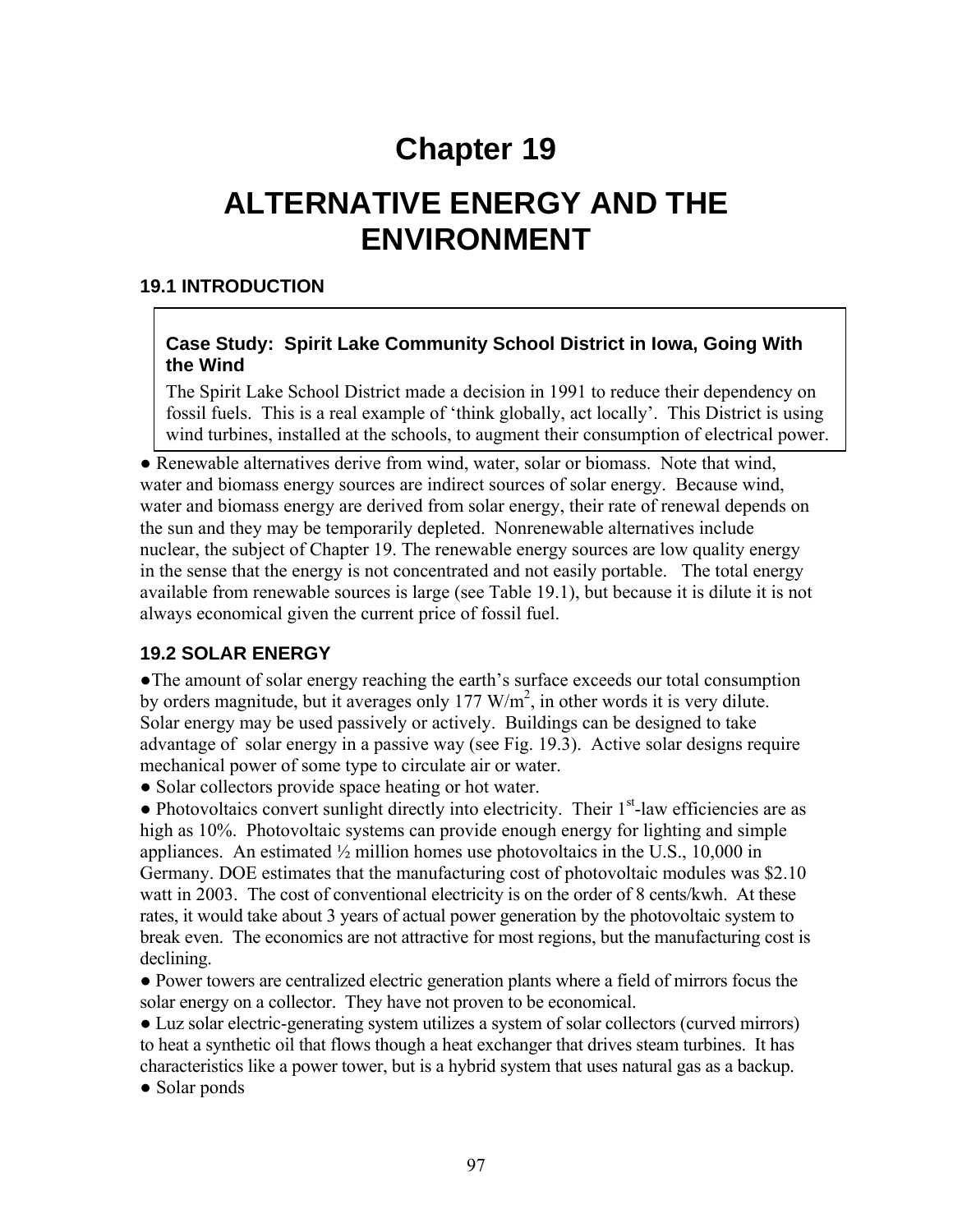# Chapter 19

# ALTERNATIVE ENERGY AND THE ENVIRONMENT

## 19.1 INTRODUCTION

> **Case Study: Spirit Lake Community School District in Iowa, Going With the Wind**
>
> The Spirit Lake School District made a decision in 1991 to reduce their dependency on fossil fuels. This is a real example of 'think globally, act locally'. This District is using wind turbines, installed at the schools, to augment their consumption of electrical power.

● Renewable alternatives derive from wind, water, solar or biomass. Note that wind, water and biomass energy sources are indirect sources of solar energy. Because wind, water and biomass energy are derived from solar energy, their rate of renewal depends on the sun and they may be temporarily depleted. Nonrenewable alternatives include nuclear, the subject of Chapter 19. The renewable energy sources are low quality energy in the sense that the energy is not concentrated and not easily portable. The total energy available from renewable sources is large (see Table 19.1), but because it is dilute it is not always economical given the current price of fossil fuel.

## 19.2 SOLAR ENERGY

●The amount of solar energy reaching the earth's surface exceeds our total consumption by orders magnitude, but it averages only 177 W/m$^2$, in other words it is very dilute. Solar energy may be used passively or actively. Buildings can be designed to take advantage of solar energy in a passive way (see Fig. 19.3). Active solar designs require mechanical power of some type to circulate air or water.

● Solar collectors provide space heating or hot water.

● Photovoltaics convert sunlight directly into electricity. Their 1$^{st}$-law efficiencies are as high as 10%. Photovoltaic systems can provide enough energy for lighting and simple appliances. An estimated ½ million homes use photovoltaics in the U.S., 10,000 in Germany. DOE estimates that the manufacturing cost of photovoltaic modules was $2.10 watt in 2003. The cost of conventional electricity is on the order of 8 cents/kwh. At these rates, it would take about 3 years of actual power generation by the photovoltaic system to break even. The economics are not attractive for most regions, but the manufacturing cost is declining.

● Power towers are centralized electric generation plants where a field of mirrors focus the solar energy on a collector. They have not proven to be economical.

● Luz solar electric-generating system utilizes a system of solar collectors (curved mirrors) to heat a synthetic oil that flows though a heat exchanger that drives steam turbines. It has characteristics like a power tower, but is a hybrid system that uses natural gas as a backup.

● Solar ponds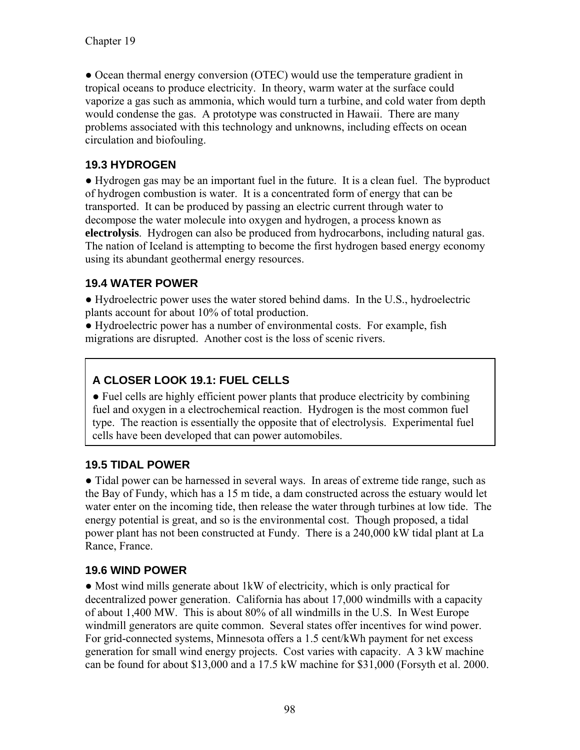● Ocean thermal energy conversion (OTEC) would use the temperature gradient in tropical oceans to produce electricity. In theory, warm water at the surface could vaporize a gas such as ammonia, which would turn a turbine, and cold water from depth would condense the gas. A prototype was constructed in Hawaii. There are many problems associated with this technology and unknowns, including effects on ocean circulation and biofouling.

## 19.3 HYDROGEN

● Hydrogen gas may be an important fuel in the future. It is a clean fuel. The byproduct of hydrogen combustion is water. It is a concentrated form of energy that can be transported. It can be produced by passing an electric current through water to decompose the water molecule into oxygen and hydrogen, a process known as **electrolysis**. Hydrogen can also be produced from hydrocarbons, including natural gas. The nation of Iceland is attempting to become the first hydrogen based energy economy using its abundant geothermal energy resources.

## 19.4 WATER POWER

● Hydroelectric power uses the water stored behind dams. In the U.S., hydroelectric plants account for about 10% of total production.
● Hydroelectric power has a number of environmental costs. For example, fish migrations are disrupted. Another cost is the loss of scenic rivers.

### A CLOSER LOOK 19.1: FUEL CELLS

● Fuel cells are highly efficient power plants that produce electricity by combining fuel and oxygen in a electrochemical reaction. Hydrogen is the most common fuel type. The reaction is essentially the opposite that of electrolysis. Experimental fuel cells have been developed that can power automobiles.

## 19.5 TIDAL POWER

● Tidal power can be harnessed in several ways. In areas of extreme tide range, such as the Bay of Fundy, which has a 15 m tide, a dam constructed across the estuary would let water enter on the incoming tide, then release the water through turbines at low tide. The energy potential is great, and so is the environmental cost. Though proposed, a tidal power plant has not been constructed at Fundy. There is a 240,000 kW tidal plant at La Rance, France.

## 19.6 WIND POWER

● Most wind mills generate about 1kW of electricity, which is only practical for decentralized power generation. California has about 17,000 windmills with a capacity of about 1,400 MW. This is about 80% of all windmills in the U.S. In West Europe windmill generators are quite common. Several states offer incentives for wind power. For grid-connected systems, Minnesota offers a 1.5 cent/kWh payment for net excess generation for small wind energy projects. Cost varies with capacity. A 3 kW machine can be found for about $13,000 and a 17.5 kW machine for $31,000 (Forsyth et al. 2000.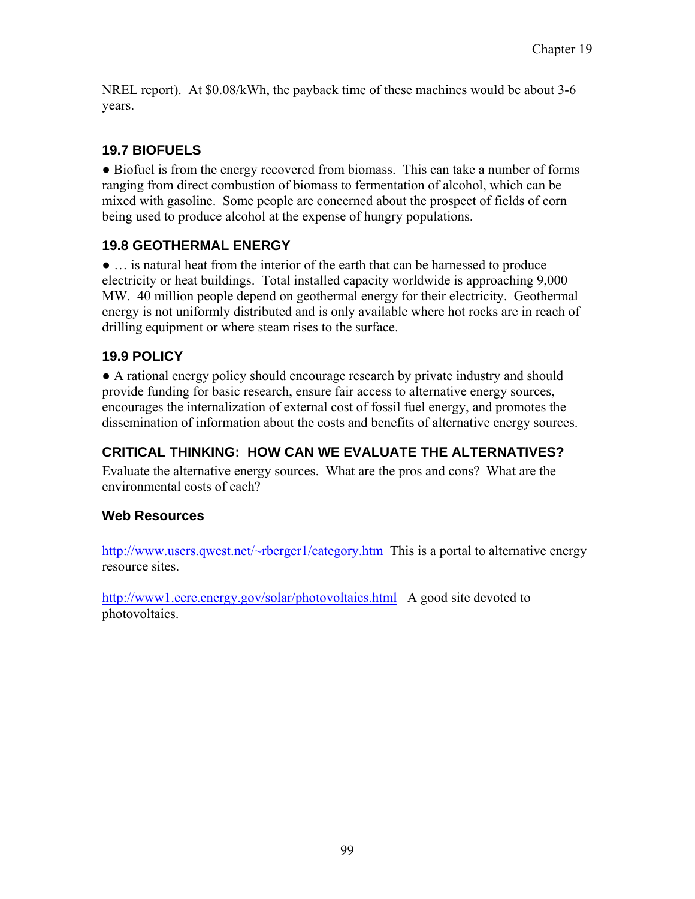NREL report). At $0.08/kWh, the payback time of these machines would be about 3-6 years.

## 19.7 BIOFUELS

● Biofuel is from the energy recovered from biomass. This can take a number of forms ranging from direct combustion of biomass to fermentation of alcohol, which can be mixed with gasoline. Some people are concerned about the prospect of fields of corn being used to produce alcohol at the expense of hungry populations.

## 19.8 GEOTHERMAL ENERGY

● … is natural heat from the interior of the earth that can be harnessed to produce electricity or heat buildings. Total installed capacity worldwide is approaching 9,000 MW. 40 million people depend on geothermal energy for their electricity. Geothermal energy is not uniformly distributed and is only available where hot rocks are in reach of drilling equipment or where steam rises to the surface.

## 19.9 POLICY

● A rational energy policy should encourage research by private industry and should provide funding for basic research, ensure fair access to alternative energy sources, encourages the internalization of external cost of fossil fuel energy, and promotes the dissemination of information about the costs and benefits of alternative energy sources.

## CRITICAL THINKING: HOW CAN WE EVALUATE THE ALTERNATIVES?

Evaluate the alternative energy sources. What are the pros and cons? What are the environmental costs of each?

### Web Resources

http://www.users.qwest.net/~rberger1/category.htm This is a portal to alternative energy resource sites.

http://www1.eere.energy.gov/solar/photovoltaics.html A good site devoted to photovoltaics.